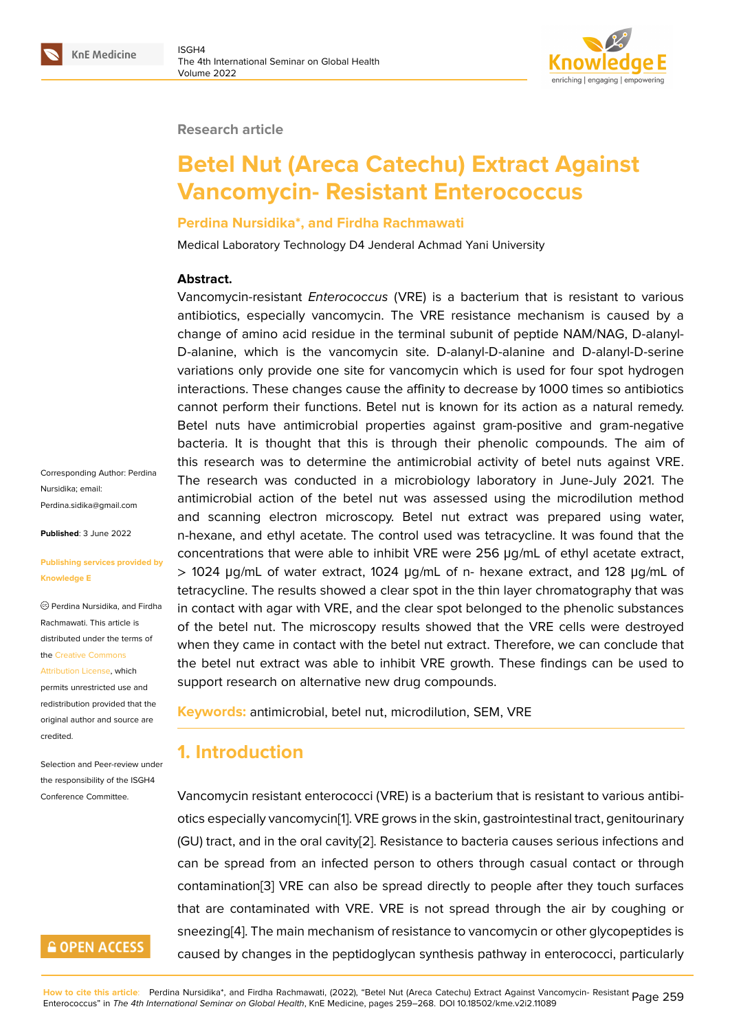Research article

# Betel Nut (Areca Catechu) Extract Against Vancomycin- Resistant Enterococcus

**Perdina Nursidika*, and Firdha Rachmawati**

Medical Laboratory Technology D4 Jenderal Achmad Yani University

**Abstract.**

Vancomycin-resistant *Enterococcus* (VRE) is a bacterium that is resistant to various antibiotics, especially vancomycin. The VRE resistance mechanism is caused by a change of amino acid residue in the terminal subunit of peptide NAM/NAG, D-alanyl-D-alanine, which is the vancomycin site. D-alanyl-D-alanine and D-alanyl-D-serine variations only provide one site for vancomycin which is used for four spot hydrogen interactions. These changes cause the affinity to decrease by 1000 times so antibiotics cannot perform their functions. Betel nut is known for its action as a natural remedy. Betel nuts have antimicrobial properties against gram-positive and gram-negative bacteria. It is thought that this is through their phenolic compounds. The aim of this research was to determine the antimicrobial activity of betel nuts against VRE. The research was conducted in a microbiology laboratory in June-July 2021. The antimicrobial action of the betel nut was assessed using the microdilution method and scanning electron microscopy. Betel nut extract was prepared using water, n-hexane, and ethyl acetate. The control used was tetracycline. It was found that the concentrations that were able to inhibit VRE were 256 μg/mL of ethyl acetate extract, > 1024 μg/mL of water extract, 1024 μg/mL of n- hexane extract, and 128 μg/mL of tetracycline. The results showed a clear spot in the thin layer chromatography that was in contact with agar with VRE, and the clear spot belonged to the phenolic substances of the betel nut. The microscopy results showed that the VRE cells were destroyed when they came in contact with the betel nut extract. Therefore, we can conclude that the betel nut extract was able to inhibit VRE growth. These findings can be used to support research on alternative new drug compounds.

**Keywords:** antimicrobial, betel nut, microdilution, SEM, VRE

Corresponding Author: Perdina Nursidika; email: Perdina.sidika@gmail.com

**Published**: 3 June 2022

**Publishing services provided by Knowledge E**

© Perdina Nursidika, and Firdha Rachmawati. This article is distributed under the terms of the Creative Commons Attribution License, which permits unrestricted use and redistribution provided that the original author and source are credited.

Selection and Peer-review under the responsibility of the ISGH4 Conference Committee.

## 1. Introduction

Vancomycin resistant enterococci (VRE) is a bacterium that is resistant to various antibiotics especially vancomycin[1]. VRE grows in the skin, gastrointestinal tract, genitourinary (GU) tract, and in the oral cavity[2]. Resistance to bacteria causes serious infections and can be spread from an infected person to others through casual contact or through contamination[3] VRE can also be spread directly to people after they touch surfaces that are contaminated with VRE. VRE is not spread through the air by coughing or sneezing[4]. The main mechanism of resistance to vancomycin or other glycopeptides is caused by changes in the peptidoglycan synthesis pathway in enterococci, particularly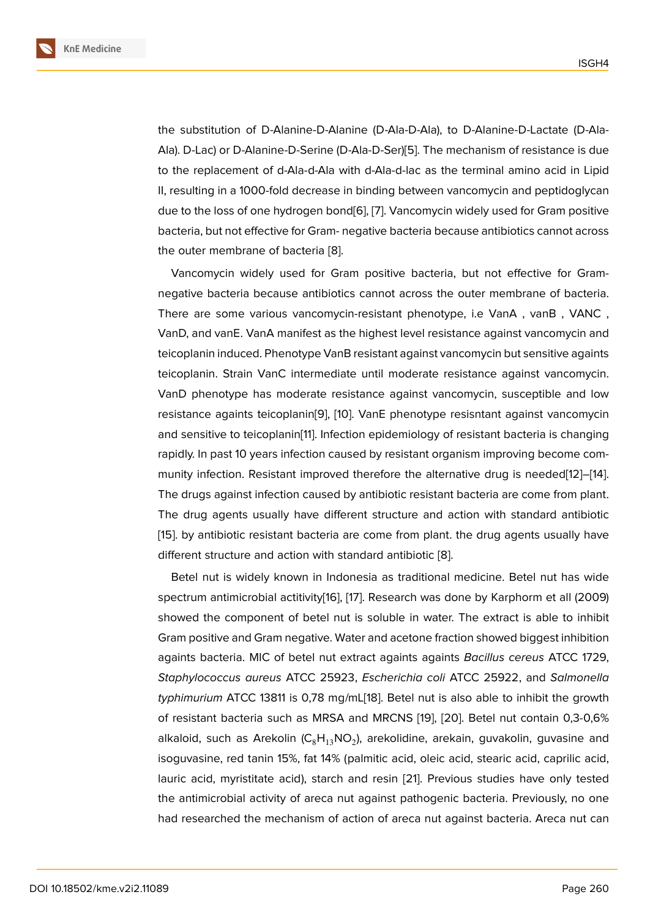the substitution of D-Alanine-D-Alanine (D-Ala-D-Ala), to D-Alanine-D-Lactate (D-Ala-Ala). D-Lac) or D-Alanine-D-Serine (D-Ala-D-Ser)[5]. The mechanism of resistance is due to the replacement of d-Ala-d-Ala with d-Ala-d-lac as the terminal amino acid in Lipid II, resulting in a 1000-fold decrease in binding between vancomycin and peptidoglycan due to the loss of one hydrogen bond[6], [7]. Vancomycin widely used for Gram positive bacteria, but not effective for Gram- negative bacteria because antibiotics cannot across the outer membrane of bacteria [8].

Vancomycin widely used for Gram positive bacteria, but not effective for Gram-negative bacteria because antibiotics cannot across the outer membrane of bacteria. There are some various vancomycin-resistant phenotype, i.e VanA , vanB , VANC , VanD, and vanE. VanA manifest as the highest level resistance against vancomycin and teicoplanin induced. Phenotype VanB resistant against vancomycin but sensitive againts teicoplanin. Strain VanC intermediate until moderate resistance against vancomycin. VanD phenotype has moderate resistance against vancomycin, susceptible and low resistance againts teicoplanin[9], [10]. VanE phenotype resisntant against vancomycin and sensitive to teicoplanin[11]. Infection epidemiology of resistant bacteria is changing rapidly. In past 10 years infection caused by resistant organism improving become community infection. Resistant improved therefore the alternative drug is needed[12]–[14]. The drugs against infection caused by antibiotic resistant bacteria are come from plant. The drug agents usually have different structure and action with standard antibiotic [15]. by antibiotic resistant bacteria are come from plant. the drug agents usually have different structure and action with standard antibiotic [8].

Betel nut is widely known in Indonesia as traditional medicine. Betel nut has wide spectrum antimicrobial actitivity[16], [17]. Research was done by Karphorm et all (2009) showed the component of betel nut is soluble in water. The extract is able to inhibit Gram positive and Gram negative. Water and acetone fraction showed biggest inhibition againts bacteria. MIC of betel nut extract againts againts *Bacillus cereus* ATCC 1729, *Staphylococcus aureus* ATCC 25923, *Escherichia coli* ATCC 25922, and *Salmonella typhimurium* ATCC 13811 is 0,78 mg/mL[18]. Betel nut is also able to inhibit the growth of resistant bacteria such as MRSA and MRCNS [19], [20]. Betel nut contain 0,3-0,6% alkaloid, such as Arekolin ($C_8H_{13}NO_2$), arekolidine, arekain, guvakolin, guvasine and isoguvasine, red tanin 15%, fat 14% (palmitic acid, oleic acid, stearic acid, caprilic acid, lauric acid, myristitate acid), starch and resin [21]. Previous studies have only tested the antimicrobial activity of areca nut against pathogenic bacteria. Previously, no one had researched the mechanism of action of areca nut against bacteria. Areca nut can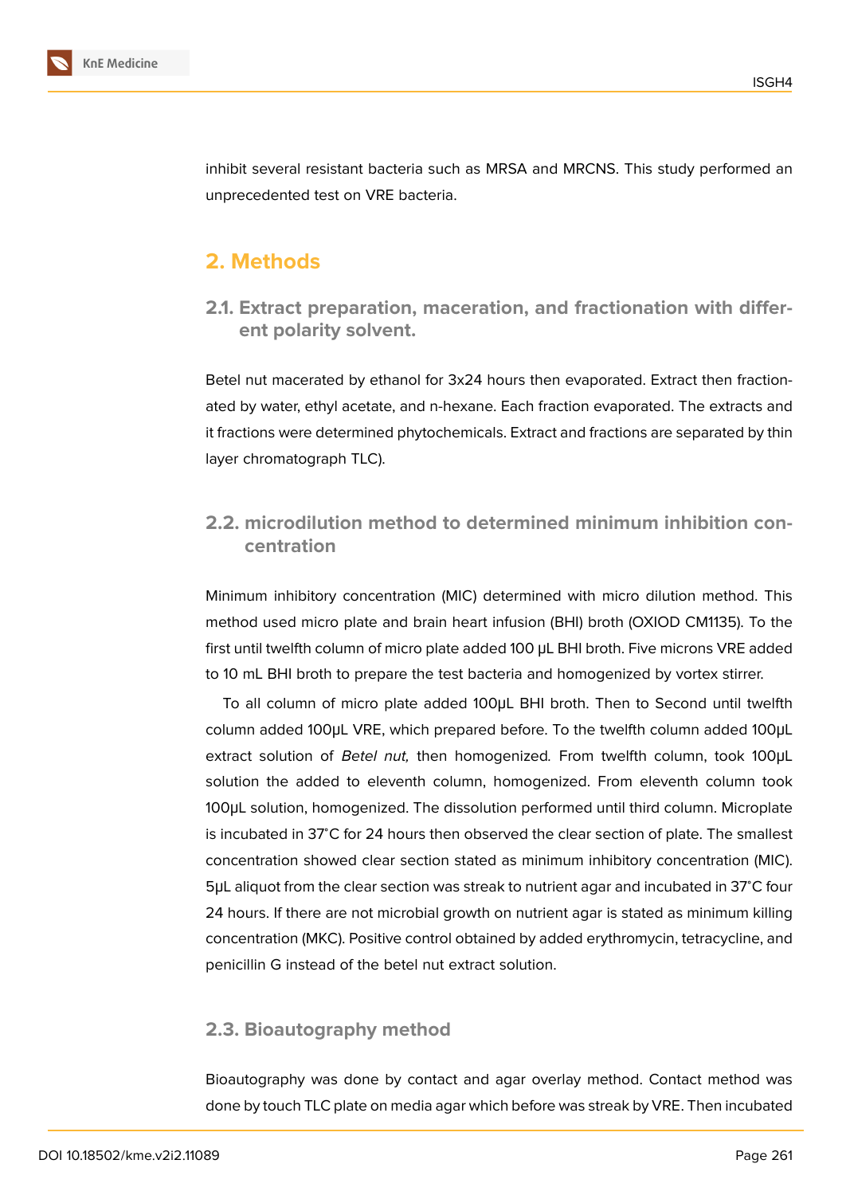inhibit several resistant bacteria such as MRSA and MRCNS. This study performed an unprecedented test on VRE bacteria.

## 2. Methods

### 2.1. Extract preparation, maceration, and fractionation with different polarity solvent.

Betel nut macerated by ethanol for 3x24 hours then evaporated. Extract then fractionated by water, ethyl acetate, and n-hexane. Each fraction evaporated. The extracts and it fractions were determined phytochemicals. Extract and fractions are separated by thin layer chromatograph TLC).

### 2.2. microdilution method to determined minimum inhibition concentration

Minimum inhibitory concentration (MIC) determined with micro dilution method. This method used micro plate and brain heart infusion (BHI) broth (OXIOD CM1135). To the first until twelfth column of micro plate added 100 µL BHI broth. Five microns VRE added to 10 mL BHI broth to prepare the test bacteria and homogenized by vortex stirrer.

To all column of micro plate added 100µL BHI broth. Then to Second until twelfth column added 100µL VRE, which prepared before. To the twelfth column added 100µL extract solution of *Betel nut,* then homogenized. From twelfth column, took 100µL solution the added to eleventh column, homogenized. From eleventh column took 100µL solution, homogenized. The dissolution performed until third column. Microplate is incubated in 37°C for 24 hours then observed the clear section of plate. The smallest concentration showed clear section stated as minimum inhibitory concentration (MIC). 5µL aliquot from the clear section was streak to nutrient agar and incubated in 37°C four 24 hours. If there are not microbial growth on nutrient agar is stated as minimum killing concentration (MKC). Positive control obtained by added erythromycin, tetracycline, and penicillin G instead of the betel nut extract solution.

### 2.3. Bioautography method

Bioautography was done by contact and agar overlay method. Contact method was done by touch TLC plate on media agar which before was streak by VRE. Then incubated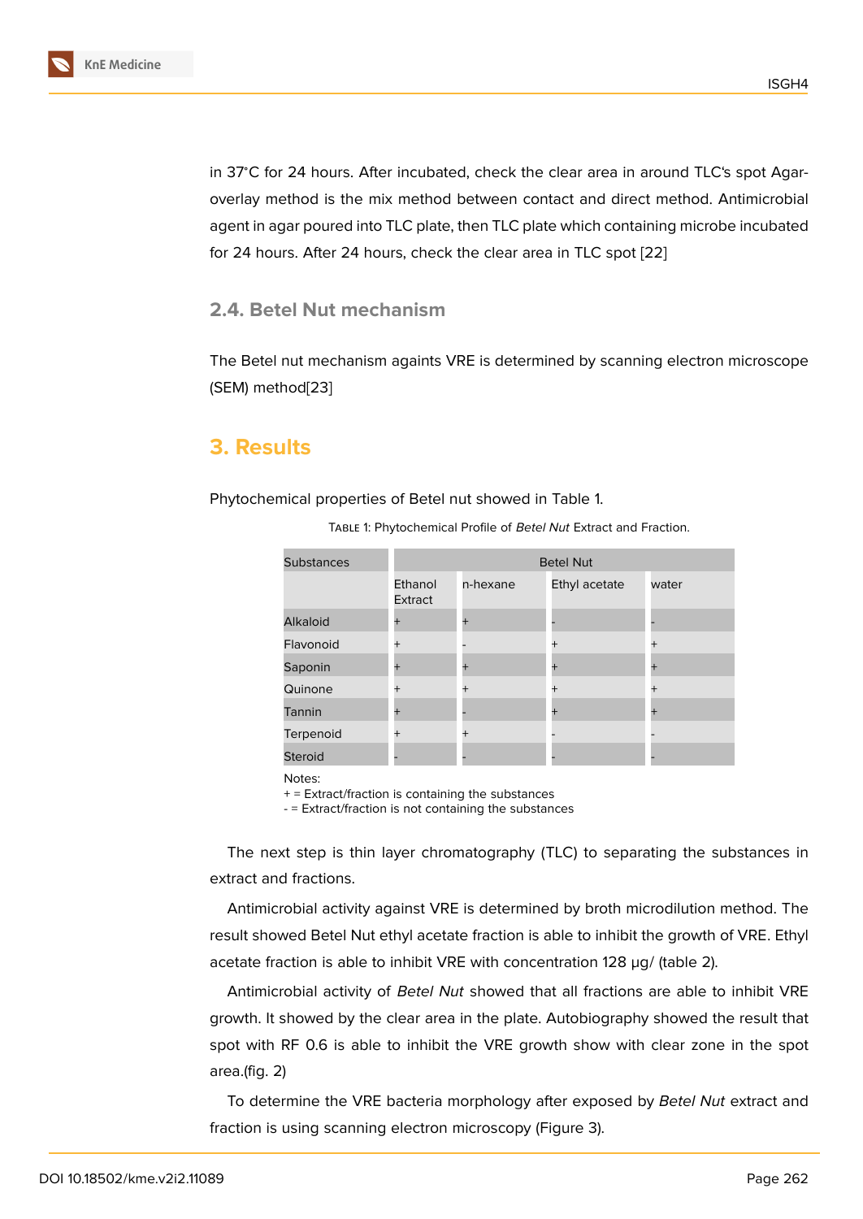in 37°C for 24 hours. After incubated, check the clear area in around TLC's spot Agar-overlay method is the mix method between contact and direct method. Antimicrobial agent in agar poured into TLC plate, then TLC plate which containing microbe incubated for 24 hours. After 24 hours, check the clear area in TLC spot [22]

## 2.4. Betel Nut mechanism

The Betel nut mechanism againts VRE is determined by scanning electron microscope (SEM) method[23]

# 3. Results

Phytochemical properties of Betel nut showed in Table 1.

Table 1: Phytochemical Profile of *Betel Nut* Extract and Fraction.

| Substances | Betel Nut | | | |
|---|---|---|---|---|
| | Ethanol Extract | n-hexane | Ethyl acetate | water |
| Alkaloid | + | + | - | - |
| Flavonoid | + | - | + | + |
| Saponin | + | + | + | + |
| Quinone | + | + | + | + |
| Tannin | + | - | + | + |
| Terpenoid | + | + | - | - |
| Steroid | - | - | - | - |

Notes:
+ = Extract/fraction is containing the substances
- = Extract/fraction is not containing the substances

The next step is thin layer chromatography (TLC) to separating the substances in extract and fractions.

Antimicrobial activity against VRE is determined by broth microdilution method. The result showed Betel Nut ethyl acetate fraction is able to inhibit the growth of VRE. Ethyl acetate fraction is able to inhibit VRE with concentration 128 μg/ (table 2).

Antimicrobial activity of *Betel Nut* showed that all fractions are able to inhibit VRE growth. It showed by the clear area in the plate. Autobiography showed the result that spot with RF 0.6 is able to inhibit the VRE growth show with clear zone in the spot area.(fig. 2)

To determine the VRE bacteria morphology after exposed by *Betel Nut* extract and fraction is using scanning electron microscopy (Figure 3).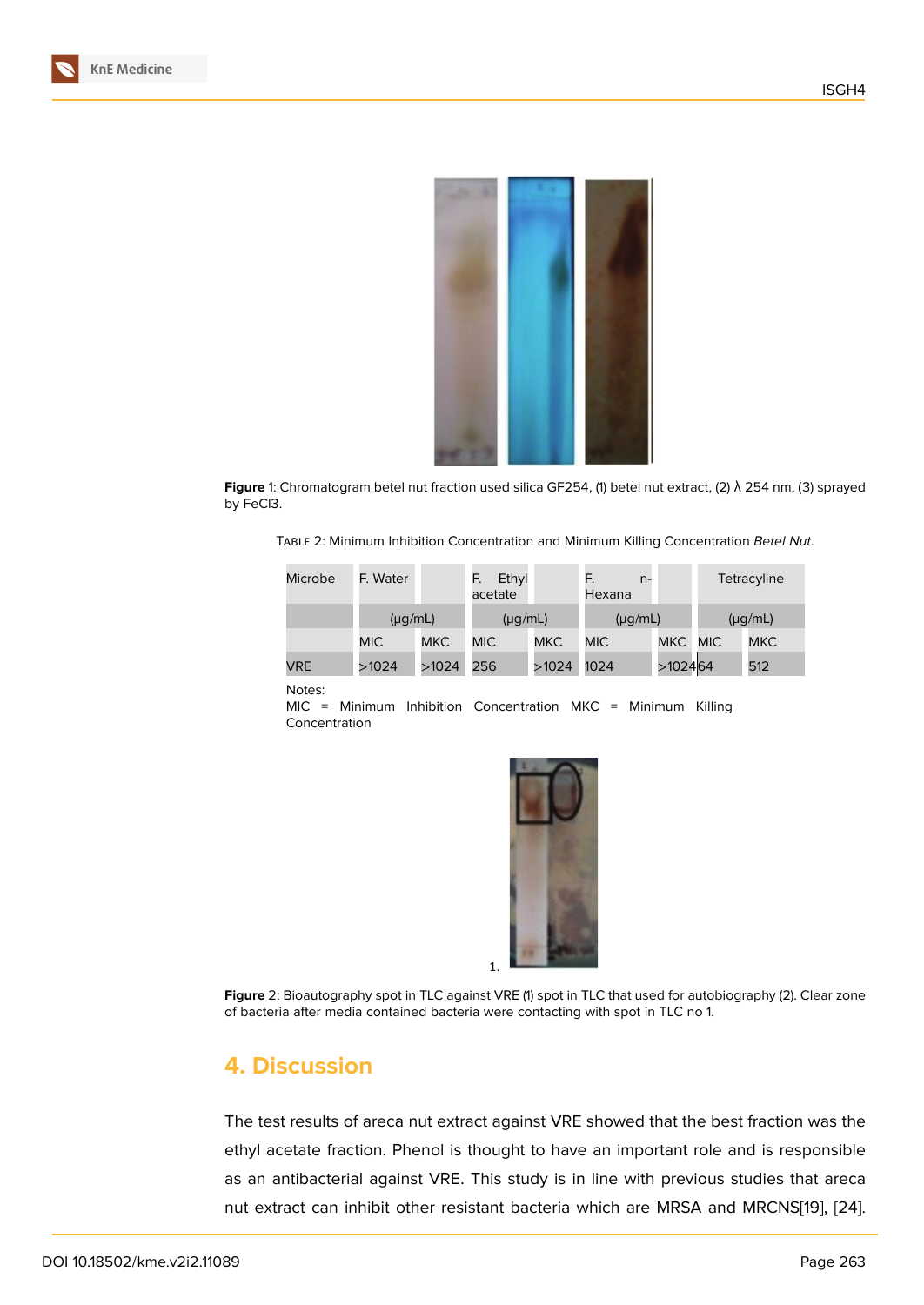**Figure** 1: Chromatogram betel nut fraction used silica GF254, (1) betel nut extract, (2) λ 254 nm, (3) sprayed by FeCl3.

Table 2: Minimum Inhibition Concentration and Minimum Killing Concentration *Betel Nut*.

| Microbe | F. Water | | F. Ethyl acetate | | F. n-Hexana | | Tetracyline | |
|---|---|---|---|---|---|---|---|---|
| | (µg/mL) | | (µg/mL) | | (µg/mL) | | (µg/mL) | |
| | MIC | MKC | MIC | MKC | MIC | MKC | MIC | MKC |
| VRE | >1024 | >1024 | 256 | >1024 | 1024 | >1024 | 64 | 512 |

Notes:
MIC = Minimum Inhibition Concentration MKC = Minimum Killing Concentration

1.

**Figure** 2: Bioautography spot in TLC against VRE (1) spot in TLC that used for autobiography (2). Clear zone of bacteria after media contained bacteria were contacting with spot in TLC no 1.

## 4. Discussion

The test results of areca nut extract against VRE showed that the best fraction was the ethyl acetate fraction. Phenol is thought to have an important role and is responsible as an antibacterial against VRE. This study is in line with previous studies that areca nut extract can inhibit other resistant bacteria which are MRSA and MRCNS[19], [24].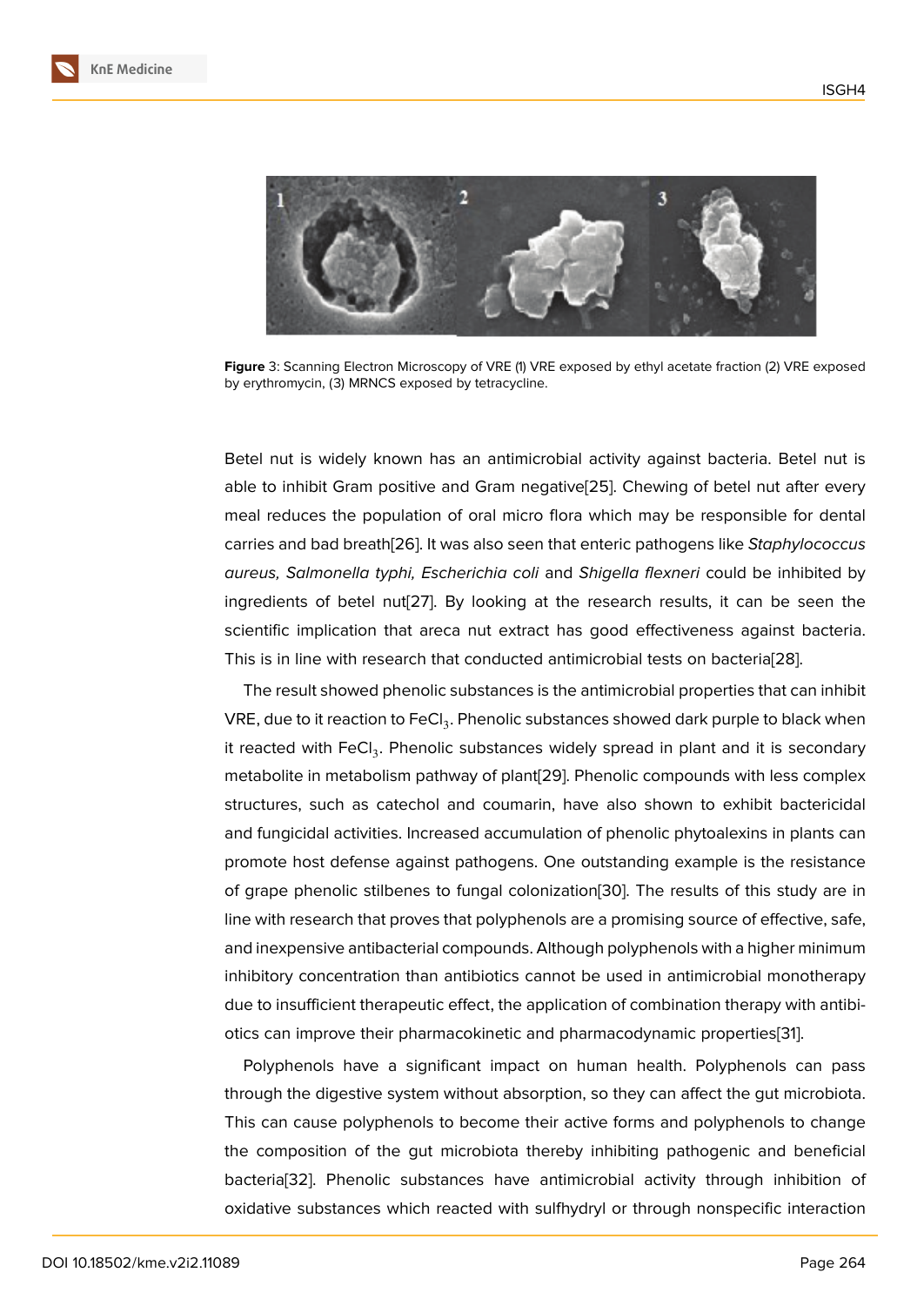**Figure** 3: Scanning Electron Microscopy of VRE (1) VRE exposed by ethyl acetate fraction (2) VRE exposed by erythromycin, (3) MRNCS exposed by tetracycline.

Betel nut is widely known has an antimicrobial activity against bacteria. Betel nut is able to inhibit Gram positive and Gram negative[25]. Chewing of betel nut after every meal reduces the population of oral micro flora which may be responsible for dental carries and bad breath[26]. It was also seen that enteric pathogens like *Staphylococcus aureus, Salmonella typhi, Escherichia coli* and *Shigella flexneri* could be inhibited by ingredients of betel nut[27]. By looking at the research results, it can be seen the scientific implication that areca nut extract has good effectiveness against bacteria. This is in line with research that conducted antimicrobial tests on bacteria[28].

The result showed phenolic substances is the antimicrobial properties that can inhibit VRE, due to it reaction to $FeCl_3$. Phenolic substances showed dark purple to black when it reacted with $FeCl_3$. Phenolic substances widely spread in plant and it is secondary metabolite in metabolism pathway of plant[29]. Phenolic compounds with less complex structures, such as catechol and coumarin, have also shown to exhibit bactericidal and fungicidal activities. Increased accumulation of phenolic phytoalexins in plants can promote host defense against pathogens. One outstanding example is the resistance of grape phenolic stilbenes to fungal colonization[30]. The results of this study are in line with research that proves that polyphenols are a promising source of effective, safe, and inexpensive antibacterial compounds. Although polyphenols with a higher minimum inhibitory concentration than antibiotics cannot be used in antimicrobial monotherapy due to insufficient therapeutic effect, the application of combination therapy with antibiotics can improve their pharmacokinetic and pharmacodynamic properties[31].

Polyphenols have a significant impact on human health. Polyphenols can pass through the digestive system without absorption, so they can affect the gut microbiota. This can cause polyphenols to become their active forms and polyphenols to change the composition of the gut microbiota thereby inhibiting pathogenic and beneficial bacteria[32]. Phenolic substances have antimicrobial activity through inhibition of oxidative substances which reacted with sulfhydryl or through nonspecific interaction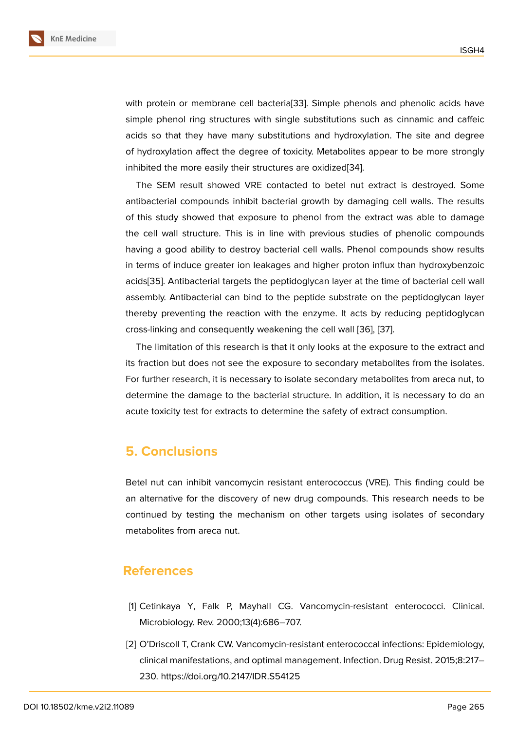with protein or membrane cell bacteria[33]. Simple phenols and phenolic acids have simple phenol ring structures with single substitutions such as cinnamic and caffeic acids so that they have many substitutions and hydroxylation. The site and degree of hydroxylation affect the degree of toxicity. Metabolites appear to be more strongly inhibited the more easily their structures are oxidized[34].

The SEM result showed VRE contacted to betel nut extract is destroyed. Some antibacterial compounds inhibit bacterial growth by damaging cell walls. The results of this study showed that exposure to phenol from the extract was able to damage the cell wall structure. This is in line with previous studies of phenolic compounds having a good ability to destroy bacterial cell walls. Phenol compounds show results in terms of induce greater ion leakages and higher proton influx than hydroxybenzoic acids[35]. Antibacterial targets the peptidoglycan layer at the time of bacterial cell wall assembly. Antibacterial can bind to the peptide substrate on the peptidoglycan layer thereby preventing the reaction with the enzyme. It acts by reducing peptidoglycan cross-linking and consequently weakening the cell wall [36], [37].

The limitation of this research is that it only looks at the exposure to the extract and its fraction but does not see the exposure to secondary metabolites from the isolates. For further research, it is necessary to isolate secondary metabolites from areca nut, to determine the damage to the bacterial structure. In addition, it is necessary to do an acute toxicity test for extracts to determine the safety of extract consumption.

## 5. Conclusions

Betel nut can inhibit vancomycin resistant enterococcus (VRE). This finding could be an alternative for the discovery of new drug compounds. This research needs to be continued by testing the mechanism on other targets using isolates of secondary metabolites from areca nut.

## References

[1] Cetinkaya Y, Falk P, Mayhall CG. Vancomycin-resistant enterococci. Clinical. Microbiology. Rev. 2000;13(4):686–707.

[2] O'Driscoll T, Crank CW. Vancomycin-resistant enterococcal infections: Epidemiology, clinical manifestations, and optimal management. Infection. Drug Resist. 2015;8:217–230. https://doi.org/10.2147/IDR.S54125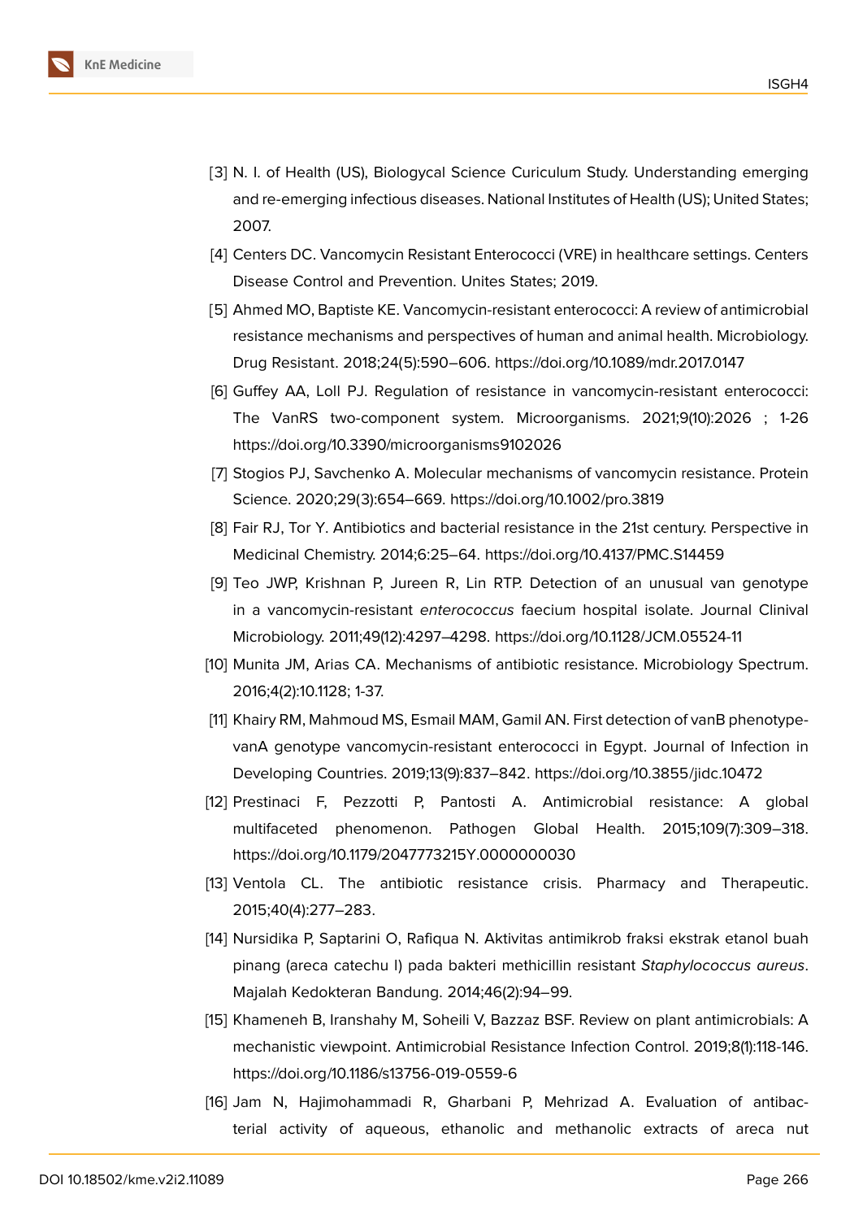[3] N. I. of Health (US), Biologycal Science Curiculum Study. Understanding emerging and re-emerging infectious diseases. National Institutes of Health (US); United States; 2007.

[4] Centers DC. Vancomycin Resistant Enterococci (VRE) in healthcare settings. Centers Disease Control and Prevention. Unites States; 2019.

[5] Ahmed MO, Baptiste KE. Vancomycin-resistant enterococci: A review of antimicrobial resistance mechanisms and perspectives of human and animal health. Microbiology. Drug Resistant. 2018;24(5):590–606. https://doi.org/10.1089/mdr.2017.0147

[6] Guffey AA, Loll PJ. Regulation of resistance in vancomycin-resistant enterococci: The VanRS two-component system. Microorganisms. 2021;9(10):2026 ; 1-26 https://doi.org/10.3390/microorganisms9102026

[7] Stogios PJ, Savchenko A. Molecular mechanisms of vancomycin resistance. Protein Science. 2020;29(3):654–669. https://doi.org/10.1002/pro.3819

[8] Fair RJ, Tor Y. Antibiotics and bacterial resistance in the 21st century. Perspective in Medicinal Chemistry. 2014;6:25–64. https://doi.org/10.4137/PMC.S14459

[9] Teo JWP, Krishnan P, Jureen R, Lin RTP. Detection of an unusual van genotype in a vancomycin-resistant *enterococcus* faecium hospital isolate. Journal Clinival Microbiology. 2011;49(12):4297–4298. https://doi.org/10.1128/JCM.05524-11

[10] Munita JM, Arias CA. Mechanisms of antibiotic resistance. Microbiology Spectrum. 2016;4(2):10.1128; 1-37.

[11] Khairy RM, Mahmoud MS, Esmail MAM, Gamil AN. First detection of vanB phenotype-vanA genotype vancomycin-resistant enterococci in Egypt. Journal of Infection in Developing Countries. 2019;13(9):837–842. https://doi.org/10.3855/jidc.10472

[12] Prestinaci F, Pezzotti P, Pantosti A. Antimicrobial resistance: A global multifaceted phenomenon. Pathogen Global Health. 2015;109(7):309–318. https://doi.org/10.1179/2047773215Y.0000000030

[13] Ventola CL. The antibiotic resistance crisis. Pharmacy and Therapeutic. 2015;40(4):277–283.

[14] Nursidika P, Saptarini O, Rafiqua N. Aktivitas antimikrob fraksi ekstrak etanol buah pinang (areca catechu l) pada bakteri methicillin resistant *Staphylococcus aureus*. Majalah Kedokteran Bandung. 2014;46(2):94–99.

[15] Khameneh B, Iranshahy M, Soheili V, Bazzaz BSF. Review on plant antimicrobials: A mechanistic viewpoint. Antimicrobial Resistance Infection Control. 2019;8(1):118-146. https://doi.org/10.1186/s13756-019-0559-6

[16] Jam N, Hajimohammadi R, Gharbani P, Mehrizad A. Evaluation of antibacterial activity of aqueous, ethanolic and methanolic extracts of areca nut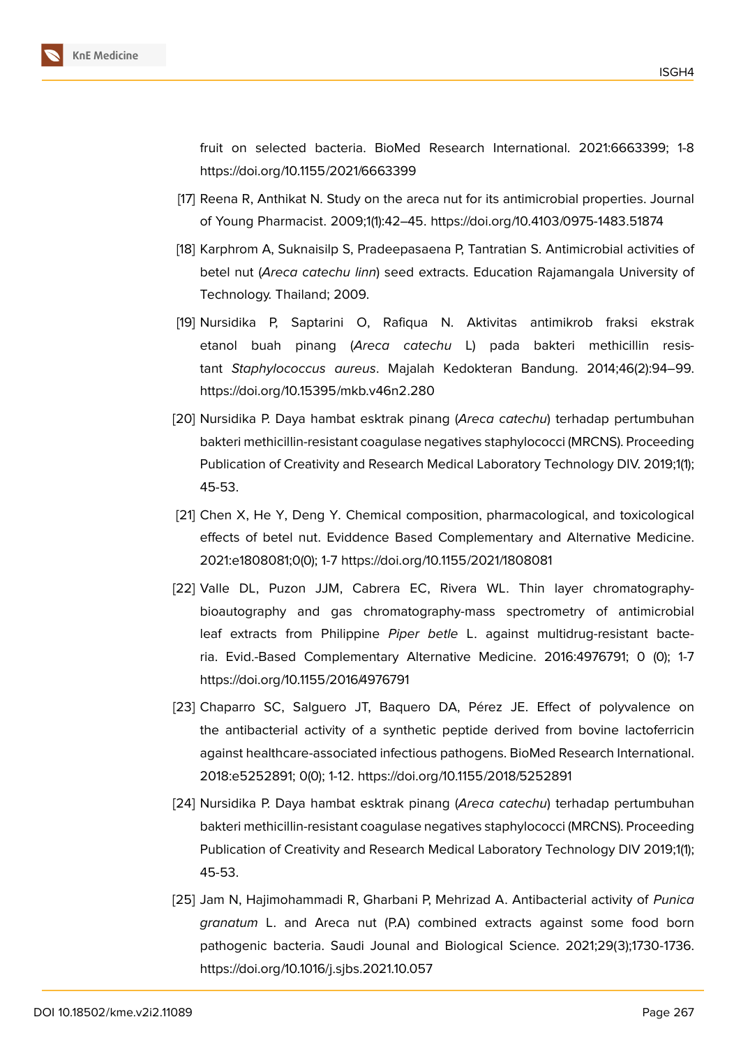fruit on selected bacteria. BioMed Research International. 2021:6663399; 1-8 https://doi.org/10.1155/2021/6663399

[17] Reena R, Anthikat N. Study on the areca nut for its antimicrobial properties. Journal of Young Pharmacist. 2009;1(1):42–45. https://doi.org/10.4103/0975-1483.51874

[18] Karphrom A, Suknaisilp S, Pradeepasaena P, Tantratian S. Antimicrobial activities of betel nut (*Areca catechu linn*) seed extracts. Education Rajamangala University of Technology. Thailand; 2009.

[19] Nursidika P, Saptarini O, Rafiqua N. Aktivitas antimikrob fraksi ekstrak etanol buah pinang (*Areca catechu* L) pada bakteri methicillin resistant *Staphylococcus aureus*. Majalah Kedokteran Bandung. 2014;46(2):94–99. https://doi.org/10.15395/mkb.v46n2.280

[20] Nursidika P. Daya hambat esktrak pinang (*Areca catechu*) terhadap pertumbuhan bakteri methicillin-resistant coagulase negatives staphylococci (MRCNS). Proceeding Publication of Creativity and Research Medical Laboratory Technology DIV. 2019;1(1); 45-53.

[21] Chen X, He Y, Deng Y. Chemical composition, pharmacological, and toxicological effects of betel nut. Eviddence Based Complementary and Alternative Medicine. 2021:e1808081;0(0); 1-7 https://doi.org/10.1155/2021/1808081

[22] Valle DL, Puzon JJM, Cabrera EC, Rivera WL. Thin layer chromatography-bioautography and gas chromatography-mass spectrometry of antimicrobial leaf extracts from Philippine *Piper betle* L. against multidrug-resistant bacteria. Evid.-Based Complementary Alternative Medicine. 2016:4976791; 0 (0); 1-7 https://doi.org/10.1155/2016/4976791

[23] Chaparro SC, Salguero JT, Baquero DA, Pérez JE. Effect of polyvalence on the antibacterial activity of a synthetic peptide derived from bovine lactoferricin against healthcare-associated infectious pathogens. BioMed Research International. 2018:e5252891; 0(0); 1-12. https://doi.org/10.1155/2018/5252891

[24] Nursidika P. Daya hambat esktrak pinang (*Areca catechu*) terhadap pertumbuhan bakteri methicillin-resistant coagulase negatives staphylococci (MRCNS). Proceeding Publication of Creativity and Research Medical Laboratory Technology DIV 2019;1(1); 45-53.

[25] Jam N, Hajimohammadi R, Gharbani P, Mehrizad A. Antibacterial activity of *Punica granatum* L. and Areca nut (P.A) combined extracts against some food born pathogenic bacteria. Saudi Jounal and Biological Science. 2021;29(3);1730-1736. https://doi.org/10.1016/j.sjbs.2021.10.057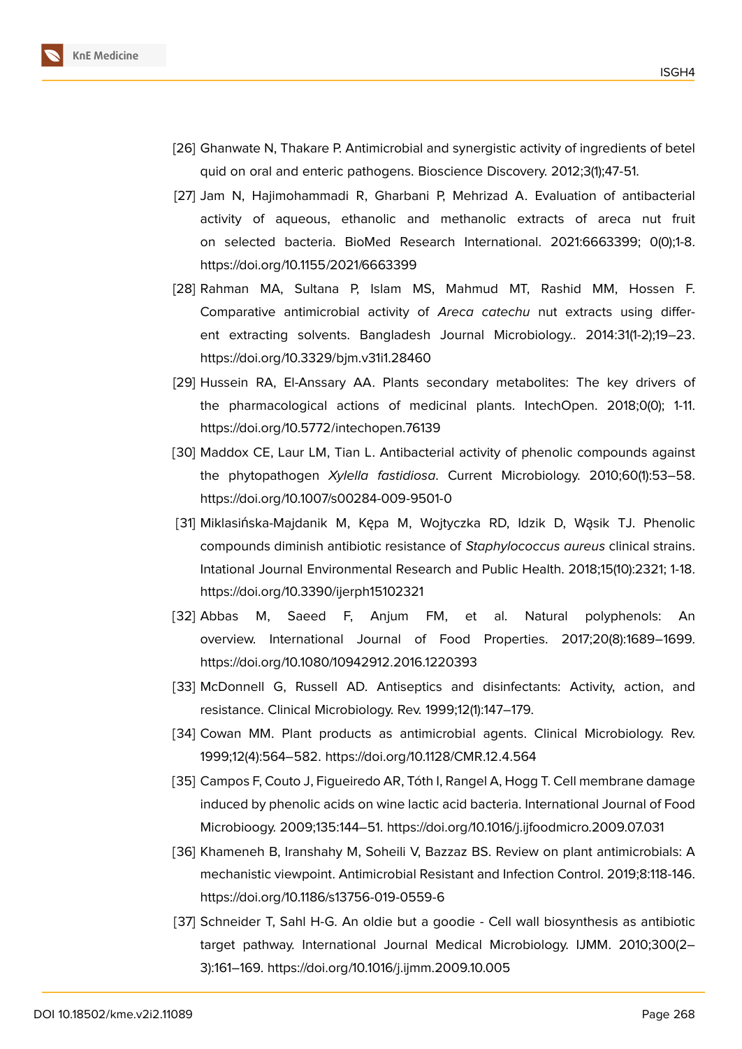[26] Ghanwate N, Thakare P. Antimicrobial and synergistic activity of ingredients of betel quid on oral and enteric pathogens. Bioscience Discovery. 2012;3(1);47-51.

[27] Jam N, Hajimohammadi R, Gharbani P, Mehrizad A. Evaluation of antibacterial activity of aqueous, ethanolic and methanolic extracts of areca nut fruit on selected bacteria. BioMed Research International. 2021:6663399; 0(0);1-8. https://doi.org/10.1155/2021/6663399

[28] Rahman MA, Sultana P, Islam MS, Mahmud MT, Rashid MM, Hossen F. Comparative antimicrobial activity of *Areca catechu* nut extracts using different extracting solvents. Bangladesh Journal Microbiology.. 2014:31(1-2);19–23. https://doi.org/10.3329/bjm.v31i1.28460

[29] Hussein RA, El-Anssary AA. Plants secondary metabolites: The key drivers of the pharmacological actions of medicinal plants. IntechOpen. 2018;0(0); 1-11. https://doi.org/10.5772/intechopen.76139

[30] Maddox CE, Laur LM, Tian L. Antibacterial activity of phenolic compounds against the phytopathogen *Xylella fastidiosa*. Current Microbiology. 2010;60(1):53–58. https://doi.org/10.1007/s00284-009-9501-0

[31] Miklasińska-Majdanik M, Kępa M, Wojtyczka RD, Idzik D, Wąsik TJ. Phenolic compounds diminish antibiotic resistance of *Staphylococcus aureus* clinical strains. Intational Journal Environmental Research and Public Health. 2018;15(10):2321; 1-18. https://doi.org/10.3390/ijerph15102321

[32] Abbas M, Saeed F, Anjum FM, et al. Natural polyphenols: An overview. International Journal of Food Properties. 2017;20(8):1689–1699. https://doi.org/10.1080/10942912.2016.1220393

[33] McDonnell G, Russell AD. Antiseptics and disinfectants: Activity, action, and resistance. Clinical Microbiology. Rev. 1999;12(1):147–179.

[34] Cowan MM. Plant products as antimicrobial agents. Clinical Microbiology. Rev. 1999;12(4):564–582. https://doi.org/10.1128/CMR.12.4.564

[35] Campos F, Couto J, Figueiredo AR, Tóth I, Rangel A, Hogg T. Cell membrane damage induced by phenolic acids on wine lactic acid bacteria. International Journal of Food Microbioogy. 2009;135:144–51. https://doi.org/10.1016/j.ijfoodmicro.2009.07.031

[36] Khameneh B, Iranshahy M, Soheili V, Bazzaz BS. Review on plant antimicrobials: A mechanistic viewpoint. Antimicrobial Resistant and Infection Control. 2019;8:118-146. https://doi.org/10.1186/s13756-019-0559-6

[37] Schneider T, Sahl H-G. An oldie but a goodie - Cell wall biosynthesis as antibiotic target pathway. International Journal Medical Microbiology. IJMM. 2010;300(2–3):161–169. https://doi.org/10.1016/j.ijmm.2009.10.005